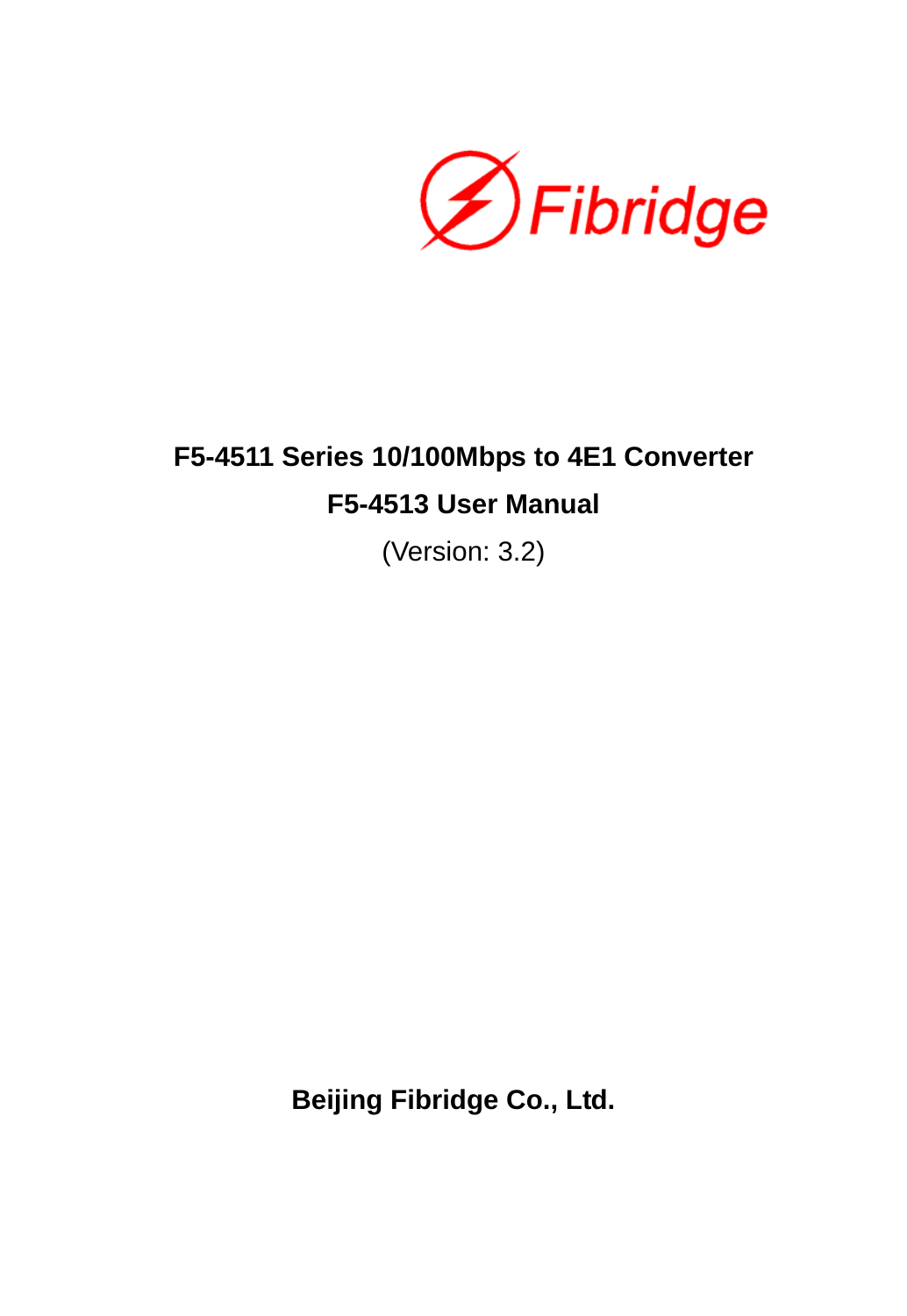Fibridge

# F5-4511 Series 10/100Mbps to 4E1 Converter

# F5-4513 User Manual

(Version: 3.2)

**Beijing Fibridge Co., Ltd.**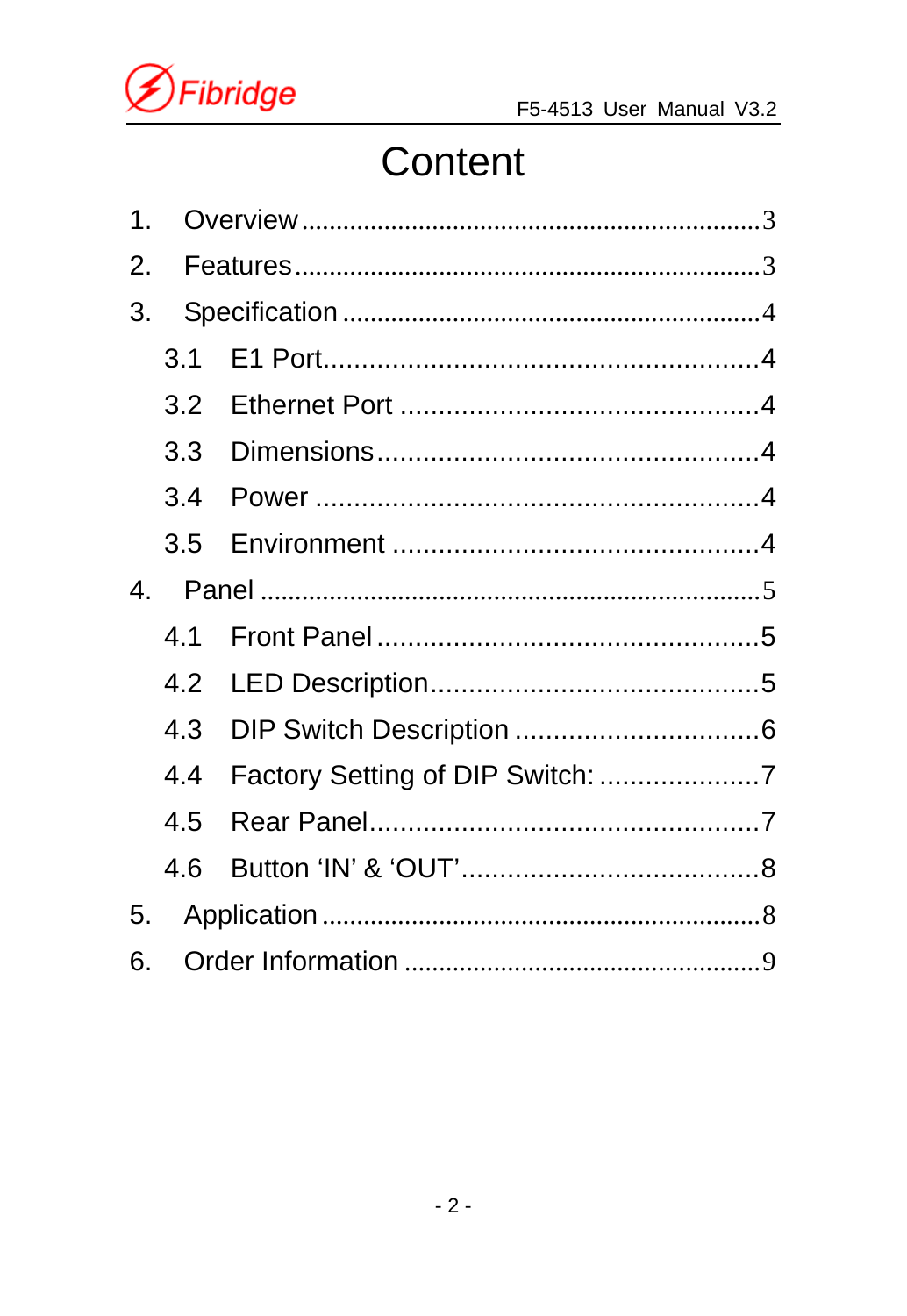# Content

1. Overview ........................................................................3
2. Features ........................................................................3
3. Specification ...............................................................4
   - 3.1 E1 Port.........................................................4
   - 3.2 Ethernet Port ...............................................4
   - 3.3 Dimensions...................................................4
   - 3.4 Power ...........................................................4
   - 3.5 Environment ................................................4
4. Panel ...........................................................................5
   - 4.1 Front Panel...................................................5
   - 4.2 LED Description............................................5
   - 4.3 DIP Switch Description .................................6
   - 4.4 Factory Setting of DIP Switch: .....................7
   - 4.5 Rear Panel....................................................7
   - 4.6 Button 'IN' & 'OUT'........................................8
5. Application ....................................................................8
6. Order Information .........................................................9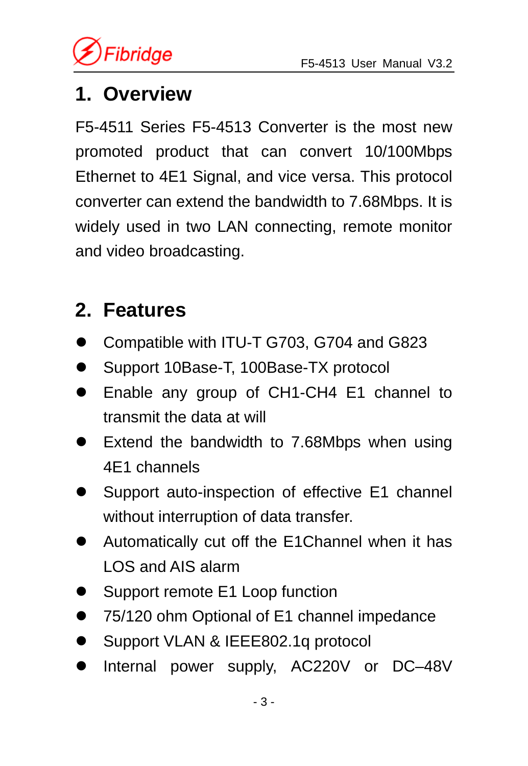# 1. Overview

F5-4511 Series F5-4513 Converter is the most new promoted product that can convert 10/100Mbps Ethernet to 4E1 Signal, and vice versa. This protocol converter can extend the bandwidth to 7.68Mbps. It is widely used in two LAN connecting, remote monitor and video broadcasting.

# 2. Features

- Compatible with ITU-T G703, G704 and G823
- Support 10Base-T, 100Base-TX protocol
- Enable any group of CH1-CH4 E1 channel to transmit the data at will
- Extend the bandwidth to 7.68Mbps when using 4E1 channels
- Support auto-inspection of effective E1 channel without interruption of data transfer.
- Automatically cut off the E1Channel when it has LOS and AIS alarm
- Support remote E1 Loop function
- 75/120 ohm Optional of E1 channel impedance
- Support VLAN & IEEE802.1q protocol
- Internal power supply, AC220V or DC–48V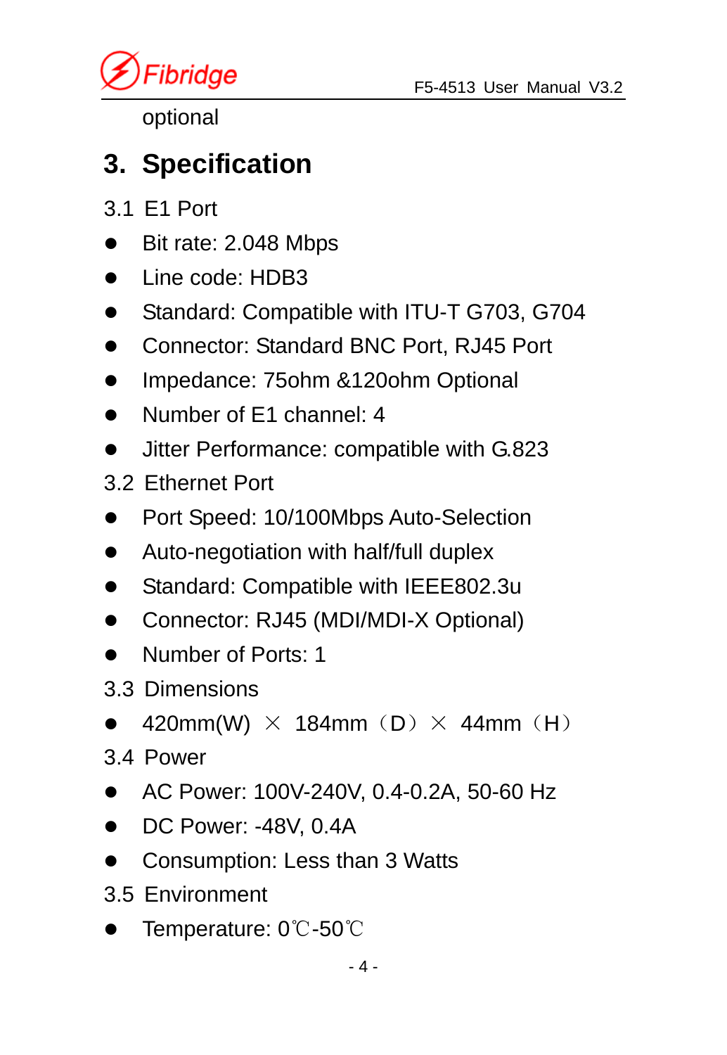optional

# 3. Specification

## 3.1 E1 Port

- Bit rate: 2.048 Mbps
- Line code: HDB3
- Standard: Compatible with ITU-T G703, G704
- Connector: Standard BNC Port, RJ45 Port
- Impedance: 75ohm &120ohm Optional
- Number of E1 channel: 4
- Jitter Performance: compatible with G.823

## 3.2 Ethernet Port

- Port Speed: 10/100Mbps Auto-Selection
- Auto-negotiation with half/full duplex
- Standard: Compatible with IEEE802.3u
- Connector: RJ45 (MDI/MDI-X Optional)
- Number of Ports: 1

## 3.3 Dimensions

- 420mm(W) × 184mm（D）× 44mm（H）

## 3.4 Power

- AC Power: 100V-240V, 0.4-0.2A, 50-60 Hz
- DC Power: -48V, 0.4A
- Consumption: Less than 3 Watts

## 3.5 Environment

- Temperature: 0℃-50℃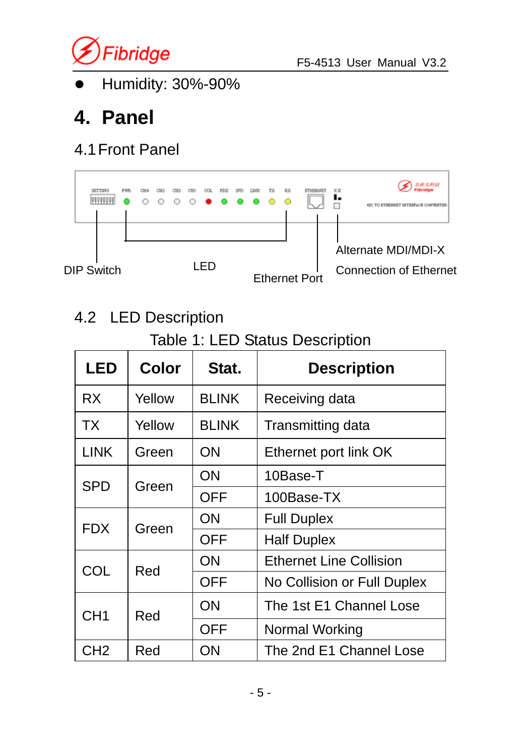- Humidity: 30%-90%

# 4. Panel

## 4.1 Front Panel

DIP Switch

LED

Ethernet Port

Alternate MDI/MDI-X Connection of Ethernet

## 4.2 LED Description

Table 1: LED Status Description

| LED | Color | Stat. | Description |
| --- | --- | --- | --- |
| RX | Yellow | BLINK | Receiving data |
| TX | Yellow | BLINK | Transmitting data |
| LINK | Green | ON | Ethernet port link OK |
| SPD | Green | ON | 10Base-T |
| | | OFF | 100Base-TX |
| FDX | Green | ON | Full Duplex |
| | | OFF | Half Duplex |
| COL | Red | ON | Ethernet Line Collision |
| | | OFF | No Collision or Full Duplex |
| CH1 | Red | ON | The 1st E1 Channel Lose |
| | | OFF | Normal Working |
| CH2 | Red | ON | The 2nd E1 Channel Lose |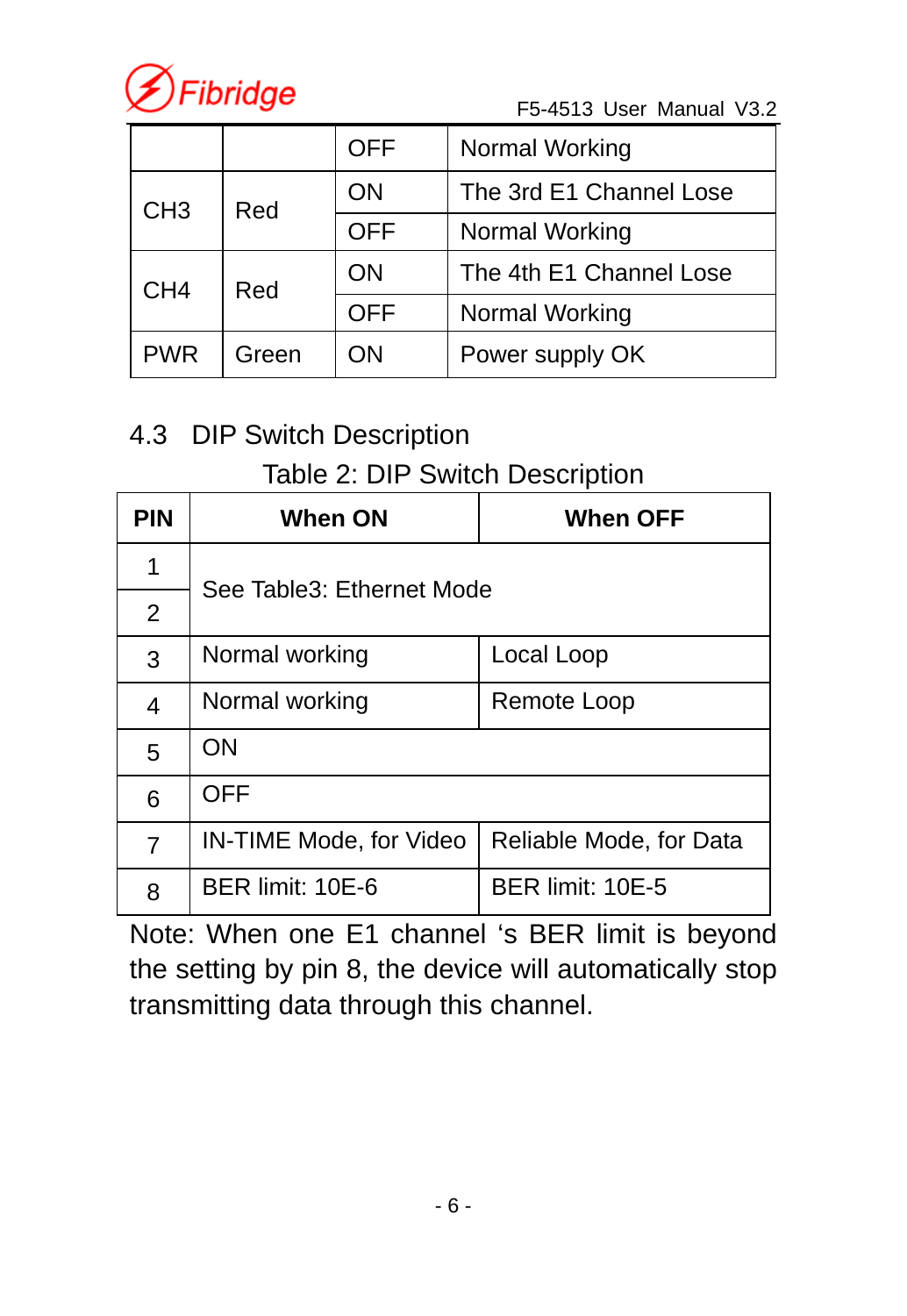| | | OFF | Normal Working |
|---|---|---|---|
| CH3 | Red | ON | The 3rd E1 Channel Lose |
| | | OFF | Normal Working |
| CH4 | Red | ON | The 4th E1 Channel Lose |
| | | OFF | Normal Working |
| PWR | Green | ON | Power supply OK |

## 4.3 DIP Switch Description

Table 2: DIP Switch Description

| PIN | When ON | When OFF |
|---|---|---|
| 1 | See Table3: Ethernet Mode | |
| 2 | | |
| 3 | Normal working | Local Loop |
| 4 | Normal working | Remote Loop |
| 5 | ON | |
| 6 | OFF | |
| 7 | IN-TIME Mode, for Video | Reliable Mode, for Data |
| 8 | BER limit: 10E-6 | BER limit: 10E-5 |

Note: When one E1 channel 's BER limit is beyond the setting by pin 8, the device will automatically stop transmitting data through this channel.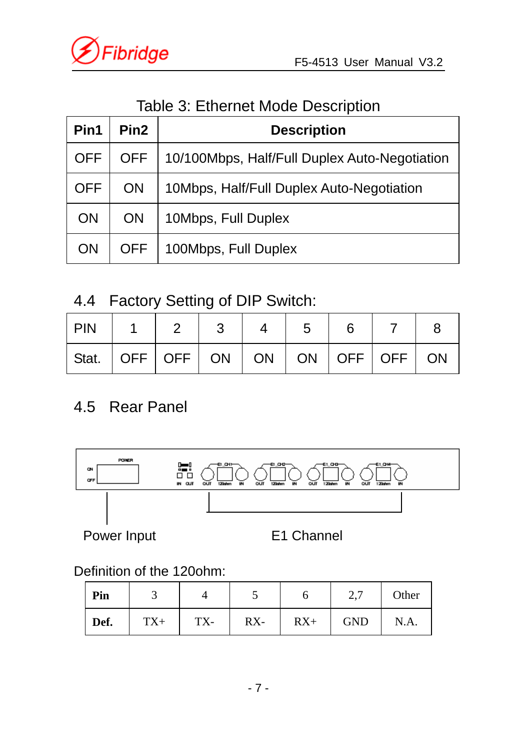Table 3: Ethernet Mode Description

| Pin1 | Pin2 | Description |
|---|---|---|
| OFF | OFF | 10/100Mbps, Half/Full Duplex Auto-Negotiation |
| OFF | ON | 10Mbps, Half/Full Duplex Auto-Negotiation |
| ON | ON | 10Mbps, Full Duplex |
| ON | OFF | 100Mbps, Full Duplex |

## 4.4 Factory Setting of DIP Switch:

| PIN | 1 | 2 | 3 | 4 | 5 | 6 | 7 | 8 |
|---|---|---|---|---|---|---|---|---|
| Stat. | OFF | OFF | ON | ON | ON | OFF | OFF | ON |

## 4.5 Rear Panel

Power Input

E1 Channel

Definition of the 120ohm:

| **Pin** | 3 | 4 | 5 | 6 | 2,7 | Other |
|---|---|---|---|---|---|---|
| **Def.** | TX+ | TX- | RX- | RX+ | GND | N.A. |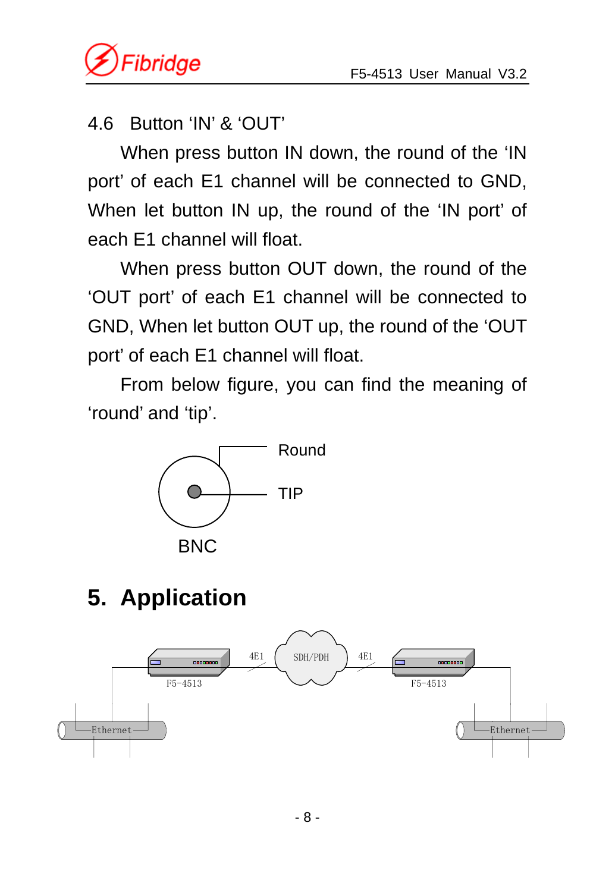## 4.6 Button 'IN' & 'OUT'

When press button IN down, the round of the 'IN port' of each E1 channel will be connected to GND, When let button IN up, the round of the 'IN port' of each E1 channel will float.

When press button OUT down, the round of the 'OUT port' of each E1 channel will be connected to GND, When let button OUT up, the round of the 'OUT port' of each E1 channel will float.

From below figure, you can find the meaning of 'round' and 'tip'.

Round

TIP

BNC

# 5. Application

4E1 SDH/PDH 4E1

F5-4513 F5-4513

Ethernet Ethernet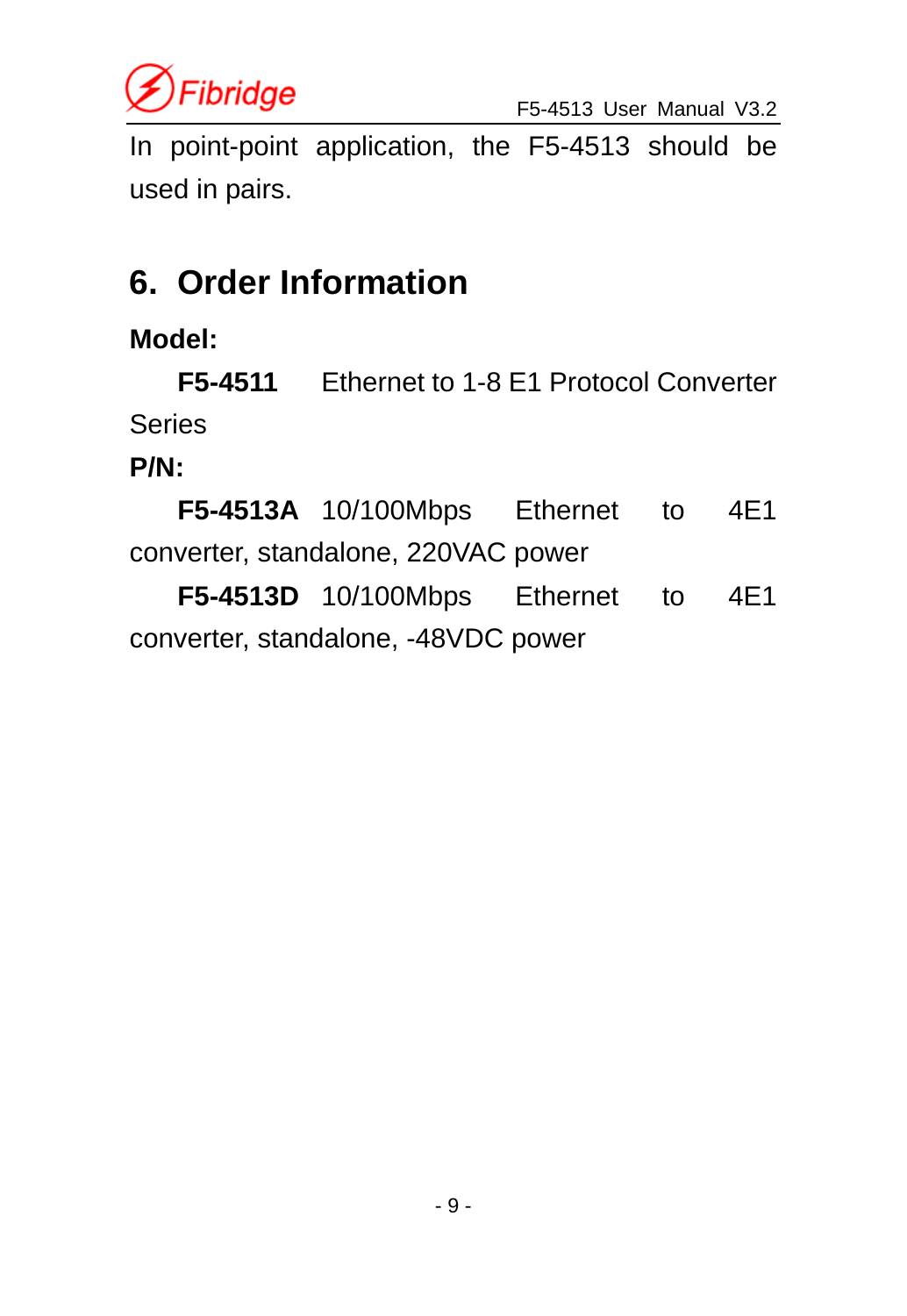In point-point application, the F5-4513 should be used in pairs.

# 6. Order Information

**Model:**

**F5-4511** Ethernet to 1-8 E1 Protocol Converter Series

**P/N:**

**F5-4513A** 10/100Mbps Ethernet to 4E1 converter, standalone, 220VAC power

**F5-4513D** 10/100Mbps Ethernet to 4E1 converter, standalone, -48VDC power